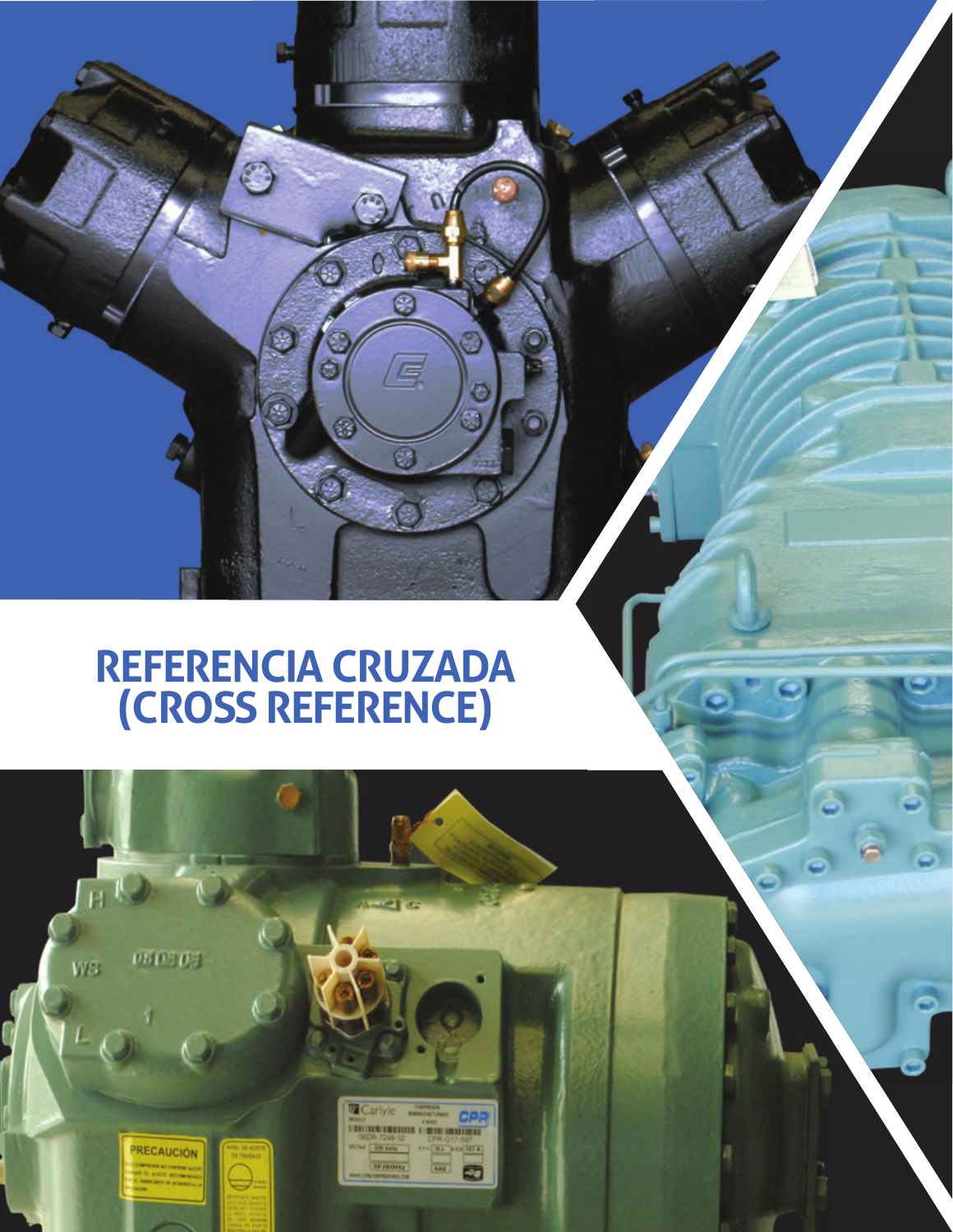# REFERENCIA CRUZADA (CROSS REFERENCE)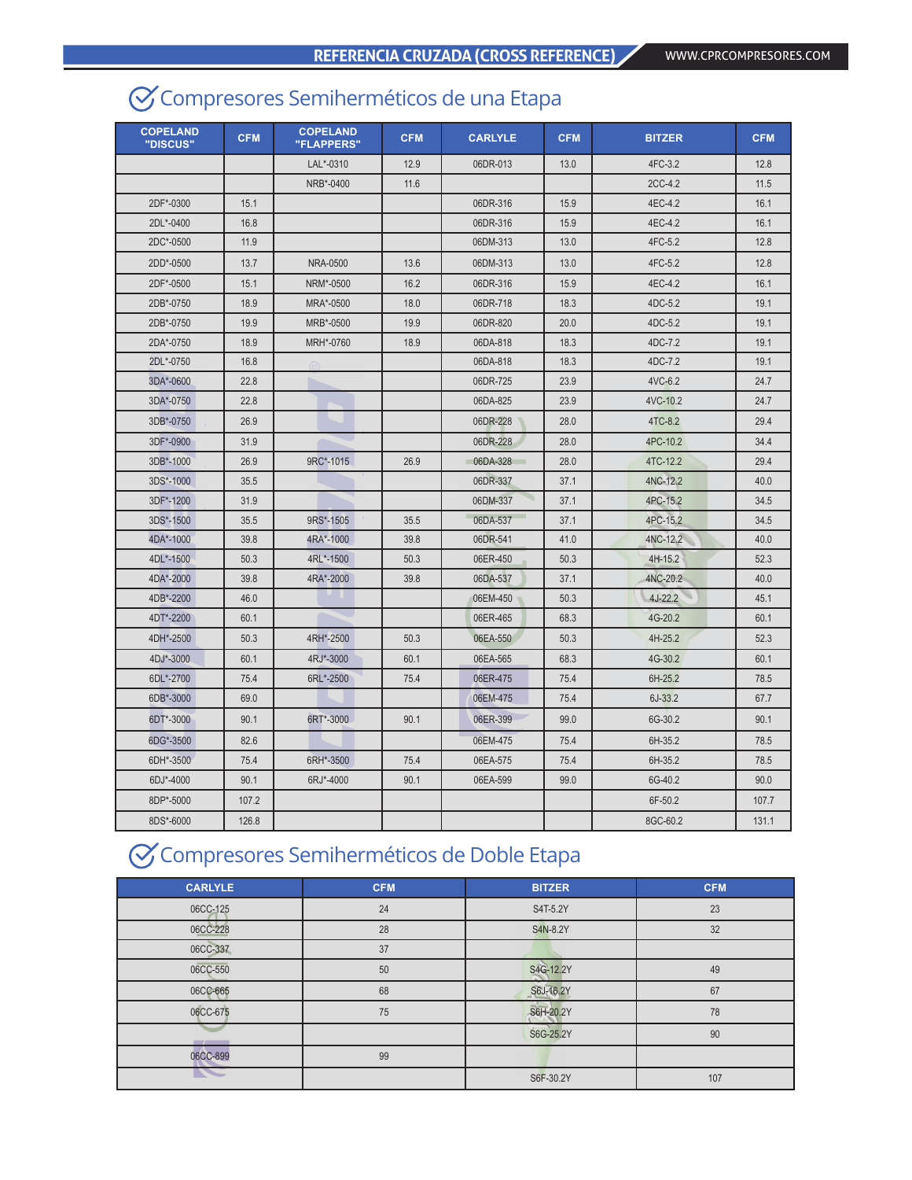## Compresores Semiherméticos de una Etapa

| COPELAND "DISCUS" | CFM | COPELAND "FLAPPERS" | CFM | CARLYLE | CFM | BITZER | CFM |
|---|---|---|---|---|---|---|---|
| | | LAL*-0310 | 12.9 | 06DR-013 | 13.0 | 4FC-3.2 | 12.8 |
| | | NRB*-0400 | 11.6 | | | 2CC-4.2 | 11.5 |
| 2DF*-0300 | 15.1 | | | 06DR-316 | 15.9 | 4EC-4.2 | 16.1 |
| 2DL*-0400 | 16.8 | | | 06DR-316 | 15.9 | 4EC-4.2 | 16.1 |
| 2DC*-0500 | 11.9 | | | 06DM-313 | 13.0 | 4FC-5.2 | 12.8 |
| 2DD*-0500 | 13.7 | NRA-0500 | 13.6 | 06DM-313 | 13.0 | 4FC-5.2 | 12.8 |
| 2DF*-0500 | 15.1 | NRM*-0500 | 16.2 | 06DR-316 | 15.9 | 4EC-4.2 | 16.1 |
| 2DB*-0750 | 18.9 | MRA*-0500 | 18.0 | 06DR-718 | 18.3 | 4DC-5.2 | 19.1 |
| 2DB*-0750 | 19.9 | MRB*-0500 | 19.9 | 06DR-820 | 20.0 | 4DC-5.2 | 19.1 |
| 2DA*-0750 | 18.9 | MRH*-0760 | 18.9 | 06DA-818 | 18.3 | 4DC-7.2 | 19.1 |
| 2DL*-0750 | 16.8 | | | 06DA-818 | 18.3 | 4DC-7.2 | 19.1 |
| 3DA*-0600 | 22.8 | | | 06DR-725 | 23.9 | 4VC-6.2 | 24.7 |
| 3DA*-0750 | 22.8 | | | 06DA-825 | 23.9 | 4VC-10.2 | 24.7 |
| 3DB*-0750 | 26.9 | | | 06DR-228 | 28.0 | 4TC-8.2 | 29.4 |
| 3DF*-0900 | 31.9 | | | 06DR-228 | 28.0 | 4PC-10.2 | 34.4 |
| 3DB*-1000 | 26.9 | 9RC*-1015 | 26.9 | 06DA-328 | 28.0 | 4TC-12.2 | 29.4 |
| 3DS*-1000 | 35.5 | | | 06DR-337 | 37.1 | 4NC-12.2 | 40.0 |
| 3DF*-1200 | 31.9 | | | 06DM-337 | 37.1 | 4PC-15.2 | 34.5 |
| 3DS*-1500 | 35.5 | 9RS*-1505 | 35.5 | 06DA-537 | 37.1 | 4PC-15.2 | 34.5 |
| 4DA*-1000 | 39.8 | 4RA*-1000 | 39.8 | 06DR-541 | 41.0 | 4NC-12.2 | 40.0 |
| 4DL*-1500 | 50.3 | 4RL*-1500 | 50.3 | 06ER-450 | 50.3 | 4H-15.2 | 52.3 |
| 4DA*-2000 | 39.8 | 4RA*-2000 | 39.8 | 06DA-537 | 37.1 | 4NC-20.2 | 40.0 |
| 4DB*-2200 | 46.0 | | | 06EM-450 | 50.3 | 4J-22.2 | 45.1 |
| 4DT*-2200 | 60.1 | | | 06ER-465 | 68.3 | 4G-20.2 | 60.1 |
| 4DH*-2500 | 50.3 | 4RH*-2500 | 50.3 | 06EA-550 | 50.3 | 4H-25.2 | 52.3 |
| 4DJ*-3000 | 60.1 | 4RJ*-3000 | 60.1 | 06EA-565 | 68.3 | 4G-30.2 | 60.1 |
| 6DL*-2700 | 75.4 | 6RL*-2500 | 75.4 | 06ER-475 | 75.4 | 6H-25.2 | 78.5 |
| 6DB*-3000 | 69.0 | | | 06EM-475 | 75.4 | 6J-33.2 | 67.7 |
| 6DT*-3000 | 90.1 | 6RT*-3000 | 90.1 | 06ER-399 | 99.0 | 6G-30.2 | 90.1 |
| 6DG*-3500 | 82.6 | | | 06EM-475 | 75.4 | 6H-35.2 | 78.5 |
| 6DH*-3500 | 75.4 | 6RH*-3500 | 75.4 | 06EA-575 | 75.4 | 6H-35.2 | 78.5 |
| 6DJ*-4000 | 90.1 | 6RJ*-4000 | 90.1 | 06EA-599 | 99.0 | 6G-40.2 | 90.0 |
| 8DP*-5000 | 107.2 | | | | | 6F-50.2 | 107.7 |
| 8DS*-6000 | 126.8 | | | | | 8GC-60.2 | 131.1 |

## Compresores Semiherméticos de Doble Etapa

| CARLYLE | CFM | BITZER | CFM |
|---|---|---|---|
| 06CC-125 | 24 | S4T-5.2Y | 23 |
| 06CC-228 | 28 | S4N-8.2Y | 32 |
| 06CC-337 | 37 | | |
| 06CC-550 | 50 | S4G-12.2Y | 49 |
| 06CC-665 | 68 | S6J-16.2Y | 67 |
| 06CC-675 | 75 | S6H-20.2Y | 78 |
| | | S6G-25.2Y | 90 |
| 06CC-899 | 99 | | |
| | | S6F-30.2Y | 107 |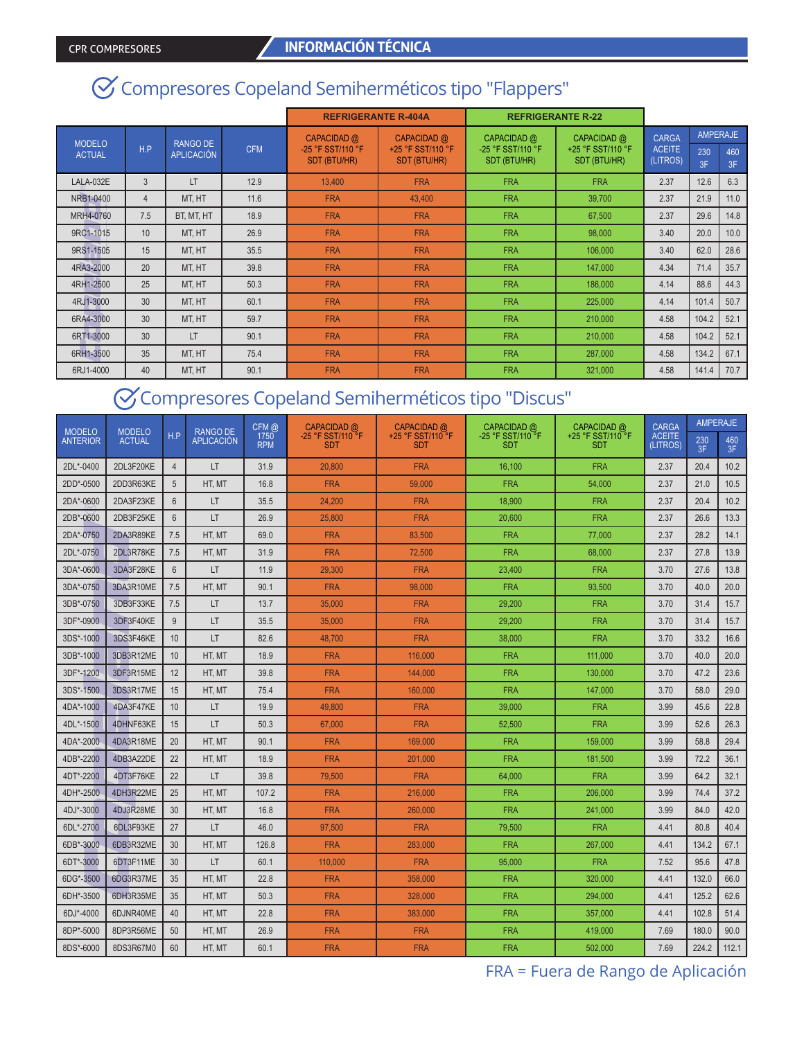## Compresores Copeland Semiherméticos tipo "Flappers"

| MODELO ACTUAL | H.P | RANGO DE APLICACIÓN | CFM | REFRIGERANTE R-404A | | REFRIGERANTE R-22 | | CARGA ACEITE (LITROS) | AMPERAJE | |
|---|---|---|---|---|---|---|---|---|---|---|
| | | | | CAPACIDAD @ -25 °F SST/110 °F SDT (BTU/HR) | CAPACIDAD @ +25 °F SST/110 °F SDT (BTU/HR) | CAPACIDAD @ -25 °F SST/110 °F SDT (BTU/HR) | CAPACIDAD @ +25 °F SST/110 °F SDT (BTU/HR) | | 230 3F | 460 3F |
| LALA-032E | 3 | LT | 12.9 | 13,400 | FRA | FRA | FRA | 2.37 | 12.6 | 6.3 |
| NRB1-0400 | 4 | MT, HT | 11.6 | FRA | 43,400 | FRA | 39,700 | 2.37 | 21.9 | 11.0 |
| MRH4-0760 | 7.5 | BT, MT, HT | 18.9 | FRA | FRA | FRA | 67,500 | 2.37 | 29.6 | 14.8 |
| 9RC1-1015 | 10 | MT, HT | 26.9 | FRA | FRA | FRA | 98,000 | 3.40 | 20.0 | 10.0 |
| 9RS1-1505 | 15 | MT, HT | 35.5 | FRA | FRA | FRA | 106,000 | 3.40 | 62.0 | 28.6 |
| 4RA3-2000 | 20 | MT, HT | 39.8 | FRA | FRA | FRA | 147,000 | 4.34 | 71.4 | 35.7 |
| 4RH1-2500 | 25 | MT, HT | 50.3 | FRA | FRA | FRA | 186,000 | 4.14 | 88.6 | 44.3 |
| 4RJ1-3000 | 30 | MT, HT | 60.1 | FRA | FRA | FRA | 225,000 | 4.14 | 101.4 | 50.7 |
| 6RA4-3000 | 30 | MT, HT | 59.7 | FRA | FRA | FRA | 210,000 | 4.58 | 104.2 | 52.1 |
| 6RT1-3000 | 30 | LT | 90.1 | FRA | FRA | FRA | 210,000 | 4.58 | 104.2 | 52.1 |
| 6RH1-3500 | 35 | MT, HT | 75.4 | FRA | FRA | FRA | 287,000 | 4.58 | 134.2 | 67.1 |
| 6RJ1-4000 | 40 | MT, HT | 90.1 | FRA | FRA | FRA | 321,000 | 4.58 | 141.4 | 70.7 |

## Compresores Copeland Semiherméticos tipo "Discus"

| MODELO ANTERIOR | MODELO ACTUAL | H.P | RANGO DE APLICACIÓN | CFM @ 1750 RPM | CAPACIDAD @ -25 °F SST/110 °F SDT | CAPACIDAD @ +25 °F SST/110 °F SDT | CAPACIDAD @ -25 °F SST/110 °F SDT | CAPACIDAD @ +25 °F SST/110 °F SDT | CARGA ACEITE (LITROS) | AMPERAJE | |
|---|---|---|---|---|---|---|---|---|---|---|---|
| | | | | | | | | | | 230 3F | 460 3F |
| 2DL*-0400 | 2DL3F20KE | 4 | LT | 31.9 | 20,800 | FRA | 16,100 | FRA | 2.37 | 20.4 | 10.2 |
| 2DD*-0500 | 2DD3R63KE | 5 | HT, MT | 16.8 | FRA | 59,000 | FRA | 54,000 | 2.37 | 21.0 | 10.5 |
| 2DA*-0600 | 2DA3F23KE | 6 | LT | 35.5 | 24,200 | FRA | 18,900 | FRA | 2.37 | 20.4 | 10.2 |
| 2DB*-0600 | 2DB3F25KE | 6 | LT | 26.9 | 25,800 | FRA | 20,600 | FRA | 2.37 | 26.6 | 13.3 |
| 2DA*-0750 | 2DA3R89KE | 7.5 | HT, MT | 69.0 | FRA | 83,500 | FRA | 77,000 | 2.37 | 28.2 | 14.1 |
| 2DL*-0750 | 2DL3R78KE | 7.5 | HT, MT | 31.9 | FRA | 72,500 | FRA | 68,000 | 2.37 | 27.8 | 13.9 |
| 3DA*-0600 | 3DA3F28KE | 6 | LT | 11.9 | 29,300 | FRA | 23,400 | FRA | 3.70 | 27.6 | 13.8 |
| 3DA*-0750 | 3DA3R10ME | 7.5 | HT, MT | 90.1 | FRA | 98,000 | FRA | 93,500 | 3.70 | 40.0 | 20.0 |
| 3DB*-0750 | 3DB3F33KE | 7.5 | LT | 13.7 | 35,000 | FRA | 29,200 | FRA | 3.70 | 31.4 | 15.7 |
| 3DF*-0900 | 3DF3F40KE | 9 | LT | 35.5 | 35,000 | FRA | 29,200 | FRA | 3.70 | 31.4 | 15.7 |
| 3DS*-1000 | 3DS3F46KE | 10 | LT | 82.6 | 48,700 | FRA | 38,000 | FRA | 3.70 | 33.2 | 16.6 |
| 3DB*-1000 | 3DB3R12ME | 10 | HT, MT | 18.9 | FRA | 116,000 | FRA | 111,000 | 3.70 | 40.0 | 20.0 |
| 3DF*-1200 | 3DF3R15ME | 12 | HT, MT | 39.8 | FRA | 144,000 | FRA | 130,000 | 3.70 | 47.2 | 23.6 |
| 3DS*-1500 | 3DS3R17ME | 15 | HT, MT | 75.4 | FRA | 160,000 | FRA | 147,000 | 3.70 | 58.0 | 29.0 |
| 4DA*-1000 | 4DA3F47KE | 10 | LT | 19.9 | 49,800 | FRA | 39,000 | FRA | 3.99 | 45.6 | 22.8 |
| 4DL*-1500 | 4DHNF63KE | 15 | LT | 50.3 | 67,000 | FRA | 52,500 | FRA | 3.99 | 52.6 | 26.3 |
| 4DA*-2000 | 4DA3R18ME | 20 | HT, MT | 90.1 | FRA | 169,000 | FRA | 159,000 | 3.99 | 58.8 | 29.4 |
| 4DB*-2200 | 4DB3A22DE | 22 | HT, MT | 18.9 | FRA | 201,000 | FRA | 181,500 | 3.99 | 72.2 | 36.1 |
| 4DT*-2200 | 4DT3F76KE | 22 | LT | 39.8 | 79,500 | FRA | 64,000 | FRA | 3.99 | 64.2 | 32.1 |
| 4DH*-2500 | 4DH3R22ME | 25 | HT, MT | 107.2 | FRA | 216,000 | FRA | 206,000 | 3.99 | 74.4 | 37.2 |
| 4DJ*-3000 | 4DJ3R28ME | 30 | HT, MT | 16.8 | FRA | 260,000 | FRA | 241,000 | 3.99 | 84.0 | 42.0 |
| 6DL*-2700 | 6DL3F93KE | 27 | LT | 46.0 | 97,500 | FRA | 79,500 | FRA | 4.41 | 80.8 | 40.4 |
| 6DB*-3000 | 6DB3R32ME | 30 | HT, MT | 126.8 | FRA | 283,000 | FRA | 267,000 | 4.41 | 134.2 | 67.1 |
| 6DT*-3000 | 6DT3F11ME | 30 | LT | 60.1 | 110,000 | FRA | 95,000 | FRA | 7.52 | 95.6 | 47.8 |
| 6DG*-3500 | 6DG3R37ME | 35 | HT, MT | 22.8 | FRA | 358,000 | FRA | 320,000 | 4.41 | 132.0 | 66.0 |
| 6DH*-3500 | 6DH3R35ME | 35 | HT, MT | 50.3 | FRA | 328,000 | FRA | 294,000 | 4.41 | 125.2 | 62.6 |
| 6DJ*-4000 | 6DJNR40ME | 40 | HT, MT | 22.8 | FRA | 383,000 | FRA | 357,000 | 4.41 | 102.8 | 51.4 |
| 8DP*-5000 | 8DP3R56ME | 50 | HT, MT | 26.9 | FRA | FRA | FRA | 419,000 | 7.69 | 180.0 | 90.0 |
| 8DS*-6000 | 8DS3R67M0 | 60 | HT, MT | 60.1 | FRA | FRA | FRA | 502,000 | 7.69 | 224.2 | 112.1 |

FRA = Fuera de Rango de Aplicación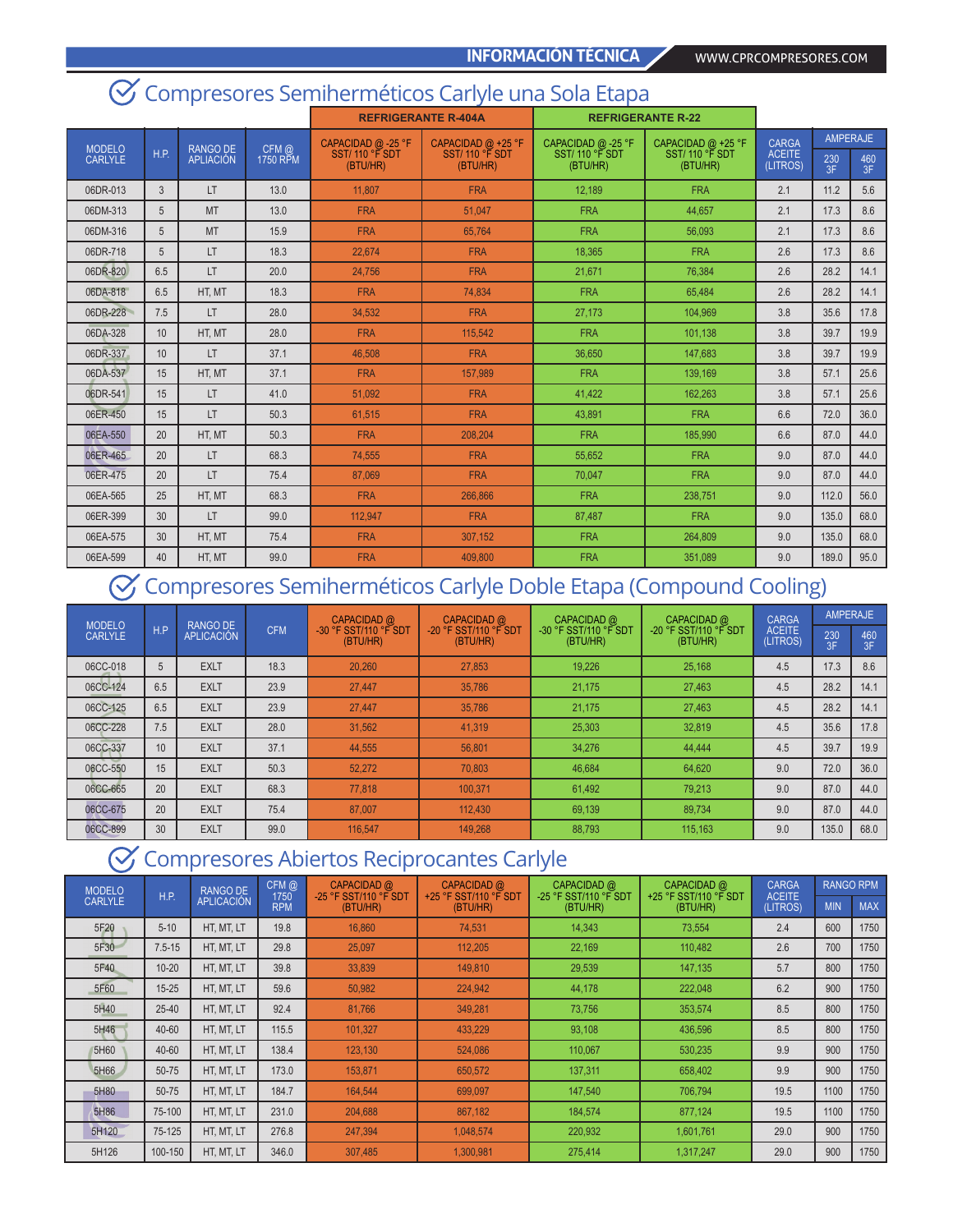## Compresores Semiherméticos Carlyle una Sola Etapa

| MODELO CARLYLE | H.P. | RANGO DE APLIACIÓN | CFM @ 1750 RPM | REFRIGERANTE R-404A: CAPACIDAD @ -25 °F SST/ 110 °F SDT (BTU/HR) | REFRIGERANTE R-404A: CAPACIDAD @ +25 °F SST/ 110 °F SDT (BTU/HR) | REFRIGERANTE R-22: CAPACIDAD @ -25 °F SST/ 110 °F SDT (BTU/HR) | REFRIGERANTE R-22: CAPACIDAD @ +25 °F SST/ 110 °F SDT (BTU/HR) | CARGA ACEITE (LITROS) | AMPERAJE 230 3F | AMPERAJE 460 3F |
|---|---|---|---|---|---|---|---|---|---|---|
| 06DR-013 | 3 | LT | 13.0 | 11,807 | FRA | 12,189 | FRA | 2.1 | 11.2 | 5.6 |
| 06DM-313 | 5 | MT | 13.0 | FRA | 51,047 | FRA | 44,657 | 2.1 | 17.3 | 8.6 |
| 06DM-316 | 5 | MT | 15.9 | FRA | 65,764 | FRA | 56,093 | 2.1 | 17.3 | 8.6 |
| 06DR-718 | 5 | LT | 18.3 | 22,674 | FRA | 18,365 | FRA | 2.6 | 17.3 | 8.6 |
| 06DR-820 | 6.5 | LT | 20.0 | 24,756 | FRA | 21,671 | 76,384 | 2.6 | 28.2 | 14.1 |
| 06DA-818 | 6.5 | HT, MT | 18.3 | FRA | 74,834 | FRA | 65,484 | 2.6 | 28.2 | 14.1 |
| 06DR-228 | 7.5 | LT | 28.0 | 34,532 | FRA | 27,173 | 104,969 | 3.8 | 35.6 | 17.8 |
| 06DA-328 | 10 | HT, MT | 28.0 | FRA | 115,542 | FRA | 101,138 | 3.8 | 39.7 | 19.9 |
| 06DR-337 | 10 | LT | 37.1 | 46,508 | FRA | 36,650 | 147,683 | 3.8 | 39.7 | 19.9 |
| 06DA-537 | 15 | HT, MT | 37.1 | FRA | 157,989 | FRA | 139,169 | 3.8 | 57.1 | 25.6 |
| 06DR-541 | 15 | LT | 41.0 | 51,092 | FRA | 41,422 | 162,263 | 3.8 | 57.1 | 25.6 |
| 06ER-450 | 15 | LT | 50.3 | 61,515 | FRA | 43,891 | FRA | 6.6 | 72.0 | 36.0 |
| 06EA-550 | 20 | HT, MT | 50.3 | FRA | 208,204 | FRA | 185,990 | 6.6 | 87.0 | 44.0 |
| 06ER-465 | 20 | LT | 68.3 | 74,555 | FRA | 55,652 | FRA | 9.0 | 87.0 | 44.0 |
| 06ER-475 | 20 | LT | 75.4 | 87,069 | FRA | 70,047 | FRA | 9.0 | 87.0 | 44.0 |
| 06EA-565 | 25 | HT, MT | 68.3 | FRA | 266,866 | FRA | 238,751 | 9.0 | 112.0 | 56.0 |
| 06ER-399 | 30 | LT | 99.0 | 112,947 | FRA | 87,487 | FRA | 9.0 | 135.0 | 68.0 |
| 06EA-575 | 30 | HT, MT | 75.4 | FRA | 307,152 | FRA | 264,809 | 9.0 | 135.0 | 68.0 |
| 06EA-599 | 40 | HT, MT | 99.0 | FRA | 409,800 | FRA | 351,089 | 9.0 | 189.0 | 95.0 |

## Compresores Semiherméticos Carlyle Doble Etapa (Compound Cooling)

| MODELO CARLYLE | H.P | RANGO DE APLICACIÓN | CFM | CAPACIDAD @ -30 °F SST/110 °F SDT (BTU/HR) | CAPACIDAD @ -20 °F SST/110 °F SDT (BTU/HR) | CAPACIDAD @ -30 °F SST/110 °F SDT (BTU/HR) | CAPACIDAD @ -20 °F SST/110 °F SDT (BTU/HR) | CARGA ACEITE (LITROS) | AMPERAJE 230 3F | AMPERAJE 460 3F |
|---|---|---|---|---|---|---|---|---|---|---|
| 06CC-018 | 5 | EXLT | 18.3 | 20,260 | 27,853 | 19,226 | 25,168 | 4.5 | 17.3 | 8.6 |
| 06CC-124 | 6.5 | EXLT | 23.9 | 27,447 | 35,786 | 21,175 | 27,463 | 4.5 | 28.2 | 14.1 |
| 06CC-125 | 6.5 | EXLT | 23.9 | 27,447 | 35,786 | 21,175 | 27,463 | 4.5 | 28.2 | 14.1 |
| 06CC-228 | 7.5 | EXLT | 28.0 | 31,562 | 41,319 | 25,303 | 32,819 | 4.5 | 35.6 | 17.8 |
| 06CC-337 | 10 | EXLT | 37.1 | 44,555 | 56,801 | 34,276 | 44,444 | 4.5 | 39.7 | 19.9 |
| 06CC-550 | 15 | EXLT | 50.3 | 52,272 | 70,803 | 46,684 | 64,620 | 9.0 | 72.0 | 36.0 |
| 06CC-665 | 20 | EXLT | 68.3 | 77,818 | 100,371 | 61,492 | 79,213 | 9.0 | 87.0 | 44.0 |
| 06CC-675 | 20 | EXLT | 75.4 | 87,007 | 112,430 | 69,139 | 89,734 | 9.0 | 87.0 | 44.0 |
| 06CC-899 | 30 | EXLT | 99.0 | 116,547 | 149,268 | 88,793 | 115,163 | 9.0 | 135.0 | 68.0 |

## Compresores Abiertos Reciprocantes Carlyle

| MODELO CARLYLE | H.P. | RANGO DE APLICACIÓN | CFM @ 1750 RPM | CAPACIDAD @ -25 °F SST/110 °F SDT (BTU/HR) | CAPACIDAD @ +25 °F SST/110 °F SDT (BTU/HR) | CAPACIDAD @ -25 °F SST/110 °F SDT (BTU/HR) | CAPACIDAD @ +25 °F SST/110 °F SDT (BTU/HR) | CARGA ACEITE (LITROS) | RANGO RPM MIN | RANGO RPM MAX |
|---|---|---|---|---|---|---|---|---|---|---|
| 5F20 | 5-10 | HT, MT, LT | 19.8 | 16,860 | 74,531 | 14,343 | 73,554 | 2.4 | 600 | 1750 |
| 5F30 | 7.5-15 | HT, MT, LT | 29.8 | 25,097 | 112,205 | 22,169 | 110,482 | 2.6 | 700 | 1750 |
| 5F40 | 10-20 | HT, MT, LT | 39.8 | 33,839 | 149,810 | 29,539 | 147,135 | 5.7 | 800 | 1750 |
| 5F60 | 15-25 | HT, MT, LT | 59.6 | 50,982 | 224,942 | 44,178 | 222,048 | 6.2 | 900 | 1750 |
| 5H40 | 25-40 | HT, MT, LT | 92.4 | 81,766 | 349,281 | 73,756 | 353,574 | 8.5 | 800 | 1750 |
| 5H46 | 40-60 | HT, MT, LT | 115.5 | 101,327 | 433,229 | 93,108 | 436,596 | 8.5 | 800 | 1750 |
| 5H60 | 40-60 | HT, MT, LT | 138.4 | 123,130 | 524,086 | 110,067 | 530,235 | 9.9 | 900 | 1750 |
| 5H66 | 50-75 | HT, MT, LT | 173.0 | 153,871 | 650,572 | 137,311 | 658,402 | 9.9 | 900 | 1750 |
| 5H80 | 50-75 | HT, MT, LT | 184.7 | 164,544 | 699,097 | 147,540 | 706,794 | 19.5 | 1100 | 1750 |
| 5H86 | 75-100 | HT, MT, LT | 231.0 | 204,688 | 867,182 | 184,574 | 877,124 | 19.5 | 1100 | 1750 |
| 5H120 | 75-125 | HT, MT, LT | 276.8 | 247,394 | 1,048,574 | 220,932 | 1,601,761 | 29.0 | 900 | 1750 |
| 5H126 | 100-150 | HT, MT, LT | 346.0 | 307,485 | 1,300,981 | 275,414 | 1,317,247 | 29.0 | 900 | 1750 |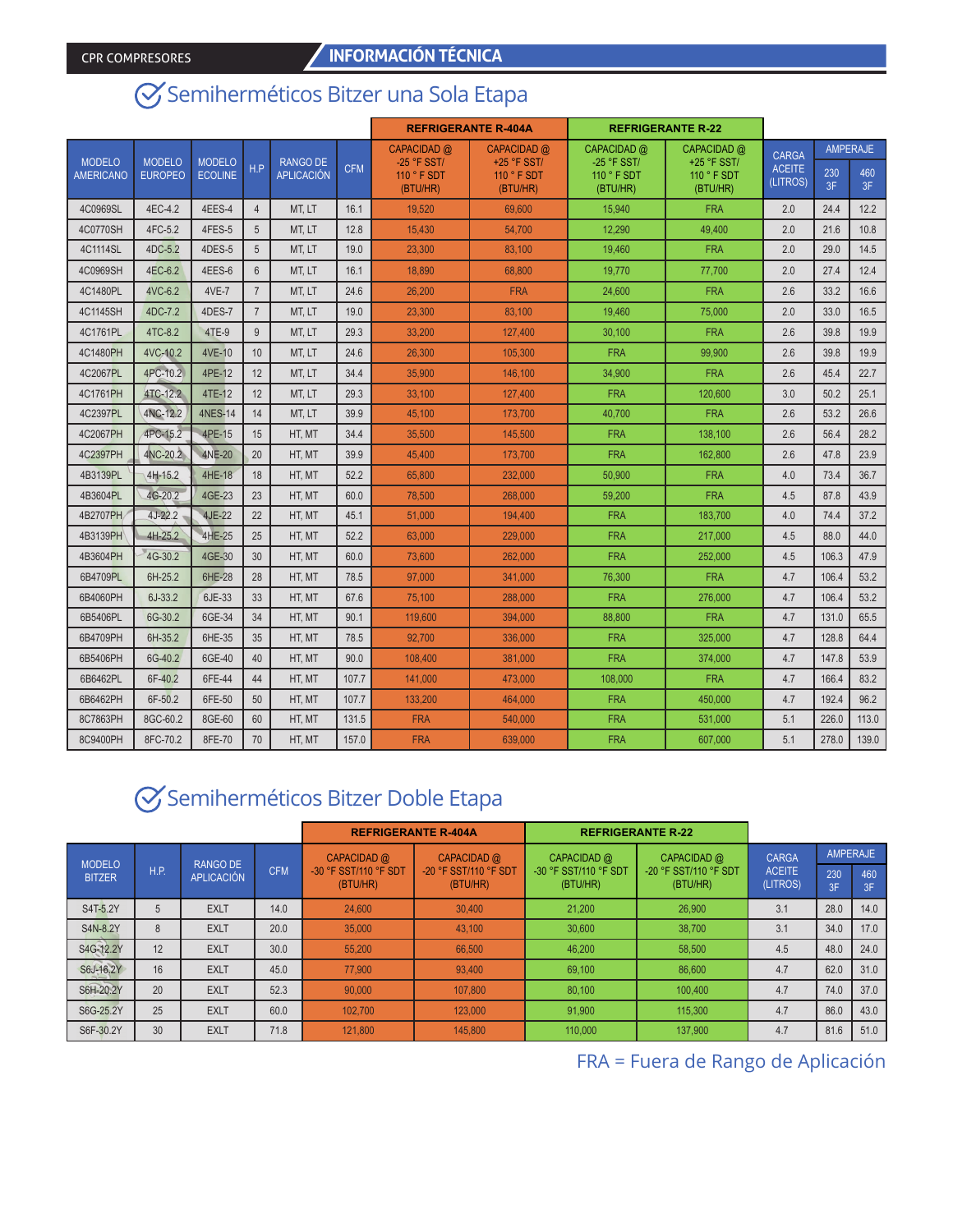CPR COMPRESORES | INFORMACIÓN TÉCNICA

## Semiherméticos Bitzer una Sola Etapa

| MODELO AMERICANO | MODELO EUROPEO | MODELO ECOLINE | H.P | RANGO DE APLICACIÓN | CFM | REFRIGERANTE R-404A | | REFRIGERANTE R-22 | | CARGA ACEITE (LITROS) | AMPERAJE | |
|---|---|---|---|---|---|---|---|---|---|---|---|---|
| | | | | | | CAPACIDAD @ -25 °F SST/ 110 ° F SDT (BTU/HR) | CAPACIDAD @ +25 °F SST/ 110 ° F SDT (BTU/HR) | CAPACIDAD @ -25 °F SST/ 110 ° F SDT (BTU/HR) | CAPACIDAD @ +25 °F SST/ 110 ° F SDT (BTU/HR) | | 230 3F | 460 3F |
| 4C0969SL | 4EC-4.2 | 4EES-4 | 4 | MT, LT | 16.1 | 19,520 | 69,600 | 15,940 | FRA | 2.0 | 24.4 | 12.2 |
| 4C0770SH | 4FC-5.2 | 4FES-5 | 5 | MT, LT | 12.8 | 15,430 | 54,700 | 12,290 | 49,400 | 2.0 | 21.6 | 10.8 |
| 4C1114SL | 4DC-5.2 | 4DES-5 | 5 | MT, LT | 19.0 | 23,300 | 83,100 | 19,460 | FRA | 2.0 | 29.0 | 14.5 |
| 4C0969SH | 4EC-6.2 | 4EES-6 | 6 | MT, LT | 16.1 | 18,890 | 68,800 | 19,770 | 77,700 | 2.0 | 27.4 | 12.4 |
| 4C1480PL | 4VC-6.2 | 4VE-7 | 7 | MT, LT | 24.6 | 26,200 | FRA | 24,600 | FRA | 2.6 | 33.2 | 16.6 |
| 4C1145SH | 4DC-7.2 | 4DES-7 | 7 | MT, LT | 19.0 | 23,300 | 83,100 | 19,460 | 75,000 | 2.0 | 33.0 | 16.5 |
| 4C1761PL | 4TC-8.2 | 4TE-9 | 9 | MT, LT | 29.3 | 33,200 | 127,400 | 30,100 | FRA | 2.6 | 39.8 | 19.9 |
| 4C1480PH | 4VC-10.2 | 4VE-10 | 10 | MT, LT | 24.6 | 26,300 | 105,300 | FRA | 99,900 | 2.6 | 39.8 | 19.9 |
| 4C2067PL | 4PC-10.2 | 4PE-12 | 12 | MT, LT | 34.4 | 35,900 | 146,100 | 34,900 | FRA | 2.6 | 45.4 | 22.7 |
| 4C1761PH | 4TC-12.2 | 4TE-12 | 12 | MT, LT | 29.3 | 33,100 | 127,400 | FRA | 120,600 | 3.0 | 50.2 | 25.1 |
| 4C2397PL | 4NC-12.2 | 4NES-14 | 14 | MT, LT | 39.9 | 45,100 | 173,700 | 40,700 | FRA | 2.6 | 53.2 | 26.6 |
| 4C2067PH | 4PC-15.2 | 4PE-15 | 15 | HT, MT | 34.4 | 35,500 | 145,500 | FRA | 138,100 | 2.6 | 56.4 | 28.2 |
| 4C2397PH | 4NC-20.2 | 4NE-20 | 20 | HT, MT | 39.9 | 45,400 | 173,700 | FRA | 162,800 | 2.6 | 47.8 | 23.9 |
| 4B3139PL | 4H-15.2 | 4HE-18 | 18 | HT, MT | 52.2 | 65,800 | 232,000 | 50,900 | FRA | 4.0 | 73.4 | 36.7 |
| 4B3604PL | 4G-20.2 | 4GE-23 | 23 | HT, MT | 60.0 | 78,500 | 268,000 | 59,200 | FRA | 4.5 | 87.8 | 43.9 |
| 4B2707PH | 4J-22.2 | 4JE-22 | 22 | HT, MT | 45.1 | 51,000 | 194,400 | FRA | 183,700 | 4.0 | 74.4 | 37.2 |
| 4B3139PH | 4H-25.2 | 4HE-25 | 25 | HT, MT | 52.2 | 63,000 | 229,000 | FRA | 217,000 | 4.5 | 88.0 | 44.0 |
| 4B3604PH | 4G-30.2 | 4GE-30 | 30 | HT, MT | 60.0 | 73,600 | 262,000 | FRA | 252,000 | 4.5 | 106.3 | 47.9 |
| 6B4709PL | 6H-25.2 | 6HE-28 | 28 | HT, MT | 78.5 | 97,000 | 341,000 | 76,300 | FRA | 4.7 | 106.4 | 53.2 |
| 6B4060PH | 6J-33.2 | 6JE-33 | 33 | HT, MT | 67.6 | 75,100 | 288,000 | FRA | 276,000 | 4.7 | 106.4 | 53.2 |
| 6B5406PL | 6G-30.2 | 6GE-34 | 34 | HT, MT | 90.1 | 119,600 | 394,000 | 88,800 | FRA | 4.7 | 131.0 | 65.5 |
| 6B4709PH | 6H-35.2 | 6HE-35 | 35 | HT, MT | 78.5 | 92,700 | 336,000 | FRA | 325,000 | 4.7 | 128.8 | 64.4 |
| 6B5406PH | 6G-40.2 | 6GE-40 | 40 | HT, MT | 90.0 | 108,400 | 381,000 | FRA | 374,000 | 4.7 | 147.8 | 53.9 |
| 6B6462PL | 6F-40.2 | 6FE-44 | 44 | HT, MT | 107.7 | 141,000 | 473,000 | 108,000 | FRA | 4.7 | 166.4 | 83.2 |
| 6B6462PH | 6F-50.2 | 6FE-50 | 50 | HT, MT | 107.7 | 133,200 | 464,000 | FRA | 450,000 | 4.7 | 192.4 | 96.2 |
| 8C7863PH | 8GC-60.2 | 8GE-60 | 60 | HT, MT | 131.5 | FRA | 540,000 | FRA | 531,000 | 5.1 | 226.0 | 113.0 |
| 8C9400PH | 8FC-70.2 | 8FE-70 | 70 | HT, MT | 157.0 | FRA | 639,000 | FRA | 607,000 | 5.1 | 278.0 | 139.0 |

## Semiherméticos Bitzer Doble Etapa

| MODELO BITZER | H.P. | RANGO DE APLICACIÓN | CFM | REFRIGERANTE R-404A | | REFRIGERANTE R-22 | | CARGA ACEITE (LITROS) | AMPERAJE | |
|---|---|---|---|---|---|---|---|---|---|---|
| | | | | CAPACIDAD @ -30 °F SST/110 °F SDT (BTU/HR) | CAPACIDAD @ -20 °F SST/110 °F SDT (BTU/HR) | CAPACIDAD @ -30 °F SST/110 °F SDT (BTU/HR) | CAPACIDAD @ -20 °F SST/110 °F SDT (BTU/HR) | | 230 3F | 460 3F |
| S4T-5.2Y | 5 | EXLT | 14.0 | 24,600 | 30,400 | 21,200 | 26,900 | 3.1 | 28.0 | 14.0 |
| S4N-8.2Y | 8 | EXLT | 20.0 | 35,000 | 43,100 | 30,600 | 38,700 | 3.1 | 34.0 | 17.0 |
| S4G-12.2Y | 12 | EXLT | 30.0 | 55,200 | 66,500 | 46,200 | 58,500 | 4.5 | 48.0 | 24.0 |
| S6J-16.2Y | 16 | EXLT | 45.0 | 77,900 | 93,400 | 69,100 | 86,600 | 4.7 | 62.0 | 31.0 |
| S6H-20.2Y | 20 | EXLT | 52.3 | 90,000 | 107,800 | 80,100 | 100,400 | 4.7 | 74.0 | 37.0 |
| S6G-25.2Y | 25 | EXLT | 60.0 | 102,700 | 123,000 | 91,900 | 115,300 | 4.7 | 86.0 | 43.0 |
| S6F-30.2Y | 30 | EXLT | 71.8 | 121,800 | 145,800 | 110,000 | 137,900 | 4.7 | 81.6 | 51.0 |

FRA = Fuera de Rango de Aplicación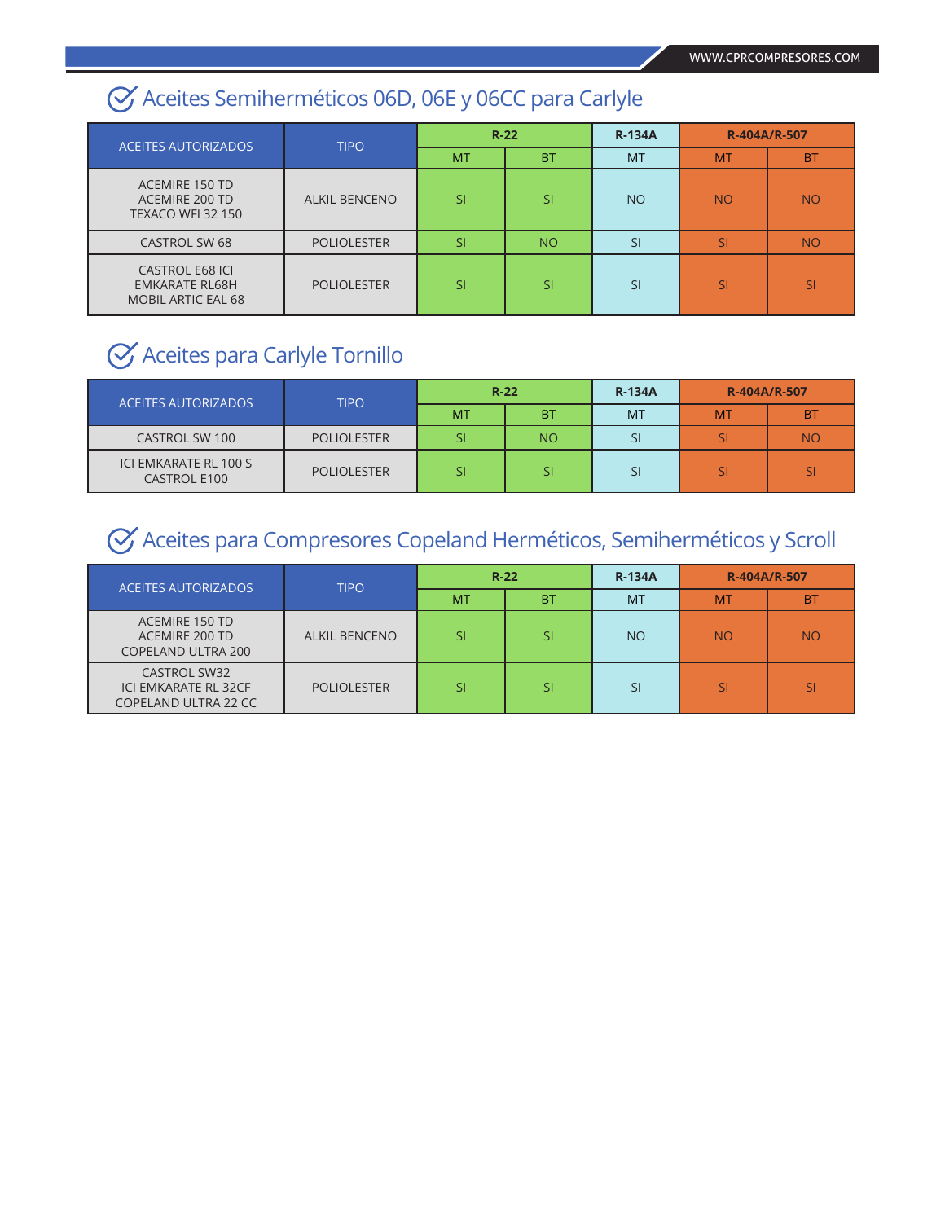## Aceites Semiherméticos 06D, 06E y 06CC para Carlyle

| ACEITES AUTORIZADOS | TIPO | R-22 | | R-134A | R-404A/R-507 | |
|---|---|---|---|---|---|---|
| | | MT | BT | MT | MT | BT |
| ACEMIRE 150 TD<br>ACEMIRE 200 TD<br>TEXACO WFI 32 150 | ALKIL BENCENO | SI | SI | NO | NO | NO |
| CASTROL SW 68 | POLIOLESTER | SI | NO | SI | SI | NO |
| CASTROL E68 ICI<br>EMKARATE RL68H<br>MOBIL ARTIC EAL 68 | POLIOLESTER | SI | SI | SI | SI | SI |

## Aceites para Carlyle Tornillo

| ACEITES AUTORIZADOS | TIPO | R-22 | | R-134A | R-404A/R-507 | |
|---|---|---|---|---|---|---|
| | | MT | BT | MT | MT | BT |
| CASTROL SW 100 | POLIOLESTER | SI | NO | SI | SI | NO |
| ICI EMKARATE RL 100 S<br>CASTROL E100 | POLIOLESTER | SI | SI | SI | SI | SI |

## Aceites para Compresores Copeland Herméticos, Semiherméticos y Scroll

| ACEITES AUTORIZADOS | TIPO | R-22 | | R-134A | R-404A/R-507 | |
|---|---|---|---|---|---|---|
| | | MT | BT | MT | MT | BT |
| ACEMIRE 150 TD<br>ACEMIRE 200 TD<br>COPELAND ULTRA 200 | ALKIL BENCENO | SI | SI | NO | NO | NO |
| CASTROL SW32<br>ICI EMKARATE RL 32CF<br>COPELAND ULTRA 22 CC | POLIOLESTER | SI | SI | SI | SI | SI |